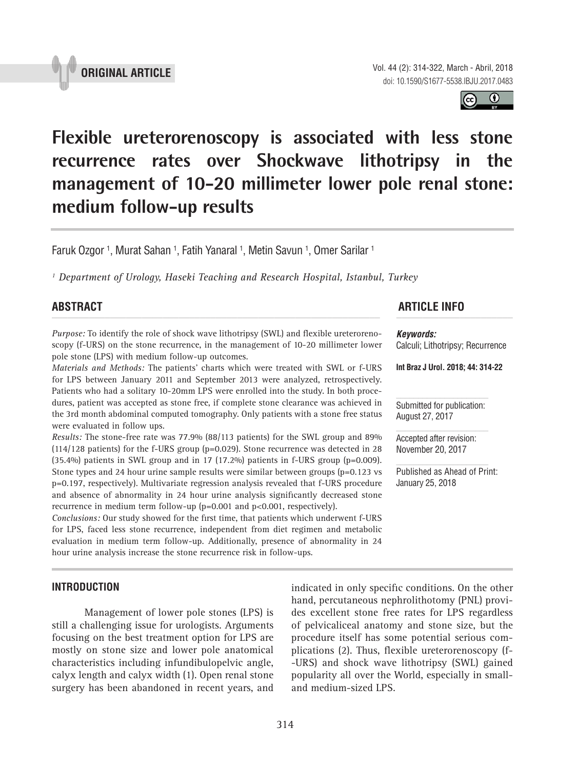**ORIGINAL ARTICLE**

doi: 10.1590/S1677-5538.IBJU.2017.0483

# Flexible ureterorenoscopy is associated with less stone recurrence rates over Shockwave lithotripsy in the management of 10-20 millimeter lower pole renal stone: medium follow-up results

Faruk Ozgor [1], Murat Sahan [1], Fatih Yanaral [1], Metin Savun [1], Omer Sarilar [1]

[1] *Department of Urology, Haseki Teaching and Research Hospital, Istanbul, Turkey*

## ABSTRACT

*Purpose:* To identify the role of shock wave lithotripsy (SWL) and flexible ureterorenoscopy (f-URS) on the stone recurrence, in the management of 10-20 millimeter lower pole stone (LPS) with medium follow-up outcomes.

*Materials and Methods:* The patients' charts which were treated with SWL or f-URS for LPS between January 2011 and September 2013 were analyzed, retrospectively. Patients who had a solitary 10-20mm LPS were enrolled into the study. In both procedures, patient was accepted as stone free, if complete stone clearance was achieved in the 3rd month abdominal computed tomography. Only patients with a stone free status were evaluated in follow ups.

*Results:* The stone-free rate was 77.9% (88/113 patients) for the SWL group and 89% (114/128 patients) for the f-URS group (p=0.029). Stone recurrence was detected in 28 (35.4%) patients in SWL group and in 17 (17.2%) patients in f-URS group (p=0.009). Stone types and 24 hour urine sample results were similar between groups (p=0.123 vs p=0.197, respectively). Multivariate regression analysis revealed that f-URS procedure and absence of abnormality in 24 hour urine analysis significantly decreased stone recurrence in medium term follow-up (p=0.001 and p<0.001, respectively).

*Conclusions:* Our study showed for the first time, that patients which underwent f-URS for LPS, faced less stone recurrence, independent from diet regimen and metabolic evaluation in medium term follow-up. Additionally, presence of abnormality in 24 hour urine analysis increase the stone recurrence risk in follow-ups.

## ARTICLE INFO

***Keywords:***
Calculi; Lithotripsy; Recurrence

**Int Braz J Urol. 2018; 44: 314-22**

Submitted for publication:
August 27, 2017

Accepted after revision:
November 20, 2017

Published as Ahead of Print:
January 25, 2018

## INTRODUCTION

Management of lower pole stones (LPS) is still a challenging issue for urologists. Arguments focusing on the best treatment option for LPS are mostly on stone size and lower pole anatomical characteristics including infundibulopelvic angle, calyx length and calyx width (1). Open renal stone surgery has been abandoned in recent years, and indicated in only specific conditions. On the other hand, percutaneous nephrolithotomy (PNL) provides excellent stone free rates for LPS regardless of pelvicaliceal anatomy and stone size, but the procedure itself has some potential serious complications (2). Thus, flexible ureterorenoscopy (f-URS) and shock wave lithotripsy (SWL) gained popularity all over the World, especially in small- and medium-sized LPS.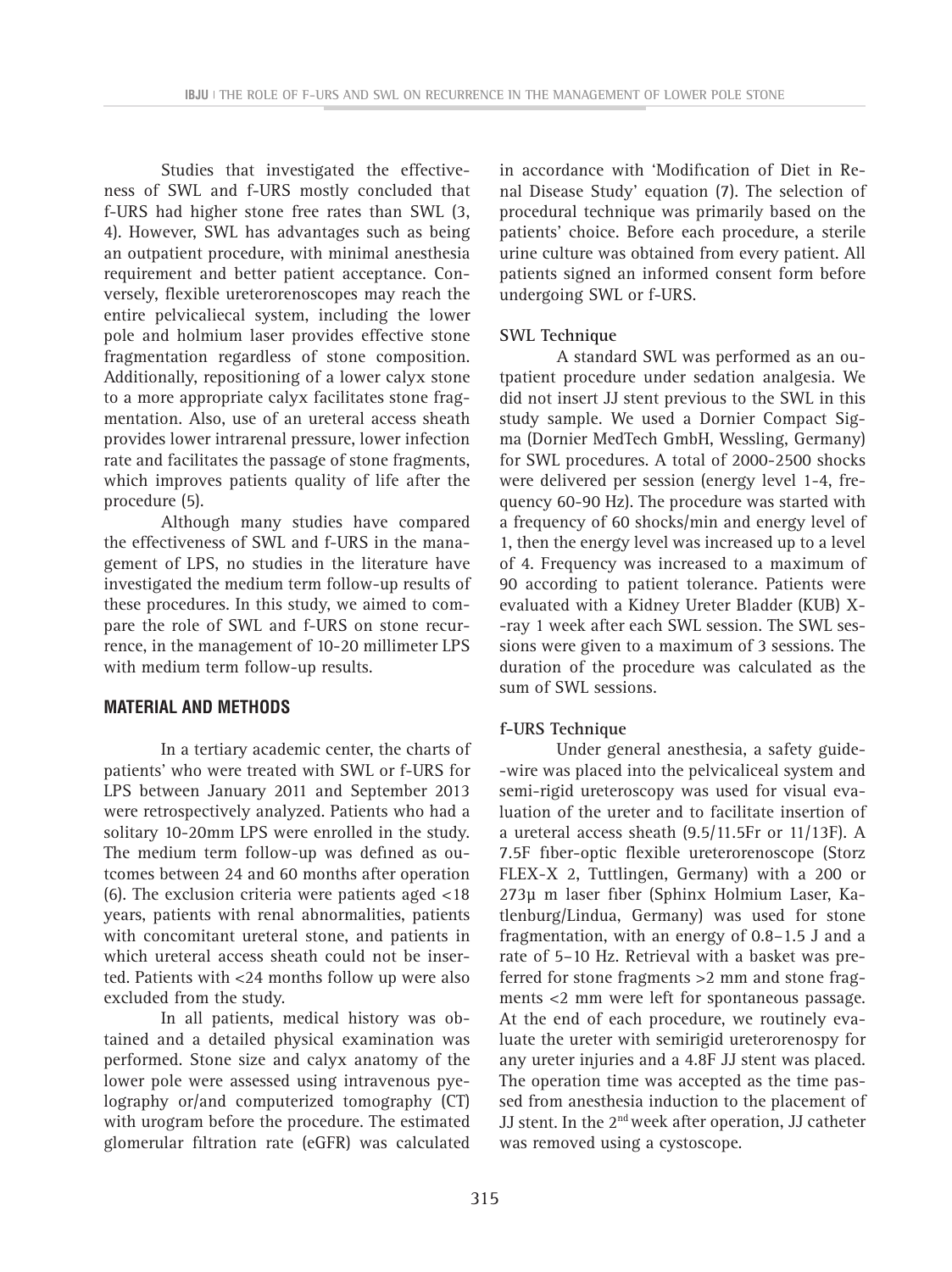Studies that investigated the effectiveness of SWL and f-URS mostly concluded that f-URS had higher stone free rates than SWL (3, 4). However, SWL has advantages such as being an outpatient procedure, with minimal anesthesia requirement and better patient acceptance. Conversely, flexible ureterorenoscopes may reach the entire pelvicaliecal system, including the lower pole and holmium laser provides effective stone fragmentation regardless of stone composition. Additionally, repositioning of a lower calyx stone to a more appropriate calyx facilitates stone fragmentation. Also, use of an ureteral access sheath provides lower intrarenal pressure, lower infection rate and facilitates the passage of stone fragments, which improves patients quality of life after the procedure (5).

Although many studies have compared the effectiveness of SWL and f-URS in the management of LPS, no studies in the literature have investigated the medium term follow-up results of these procedures. In this study, we aimed to compare the role of SWL and f-URS on stone recurrence, in the management of 10-20 millimeter LPS with medium term follow-up results.

## MATERIAL AND METHODS

In a tertiary academic center, the charts of patients' who were treated with SWL or f-URS for LPS between January 2011 and September 2013 were retrospectively analyzed. Patients who had a solitary 10-20mm LPS were enrolled in the study. The medium term follow-up was defined as outcomes between 24 and 60 months after operation (6). The exclusion criteria were patients aged <18 years, patients with renal abnormalities, patients with concomitant ureteral stone, and patients in which ureteral access sheath could not be inserted. Patients with <24 months follow up were also excluded from the study.

In all patients, medical history was obtained and a detailed physical examination was performed. Stone size and calyx anatomy of the lower pole were assessed using intravenous pyelography or/and computerized tomography (CT) with urogram before the procedure. The estimated glomerular filtration rate (eGFR) was calculated in accordance with 'Modification of Diet in Renal Disease Study' equation (7). The selection of procedural technique was primarily based on the patients' choice. Before each procedure, a sterile urine culture was obtained from every patient. All patients signed an informed consent form before undergoing SWL or f-URS.

### SWL Technique

A standard SWL was performed as an outpatient procedure under sedation analgesia. We did not insert JJ stent previous to the SWL in this study sample. We used a Dornier Compact Sigma (Dornier MedTech GmbH, Wessling, Germany) for SWL procedures. A total of 2000-2500 shocks were delivered per session (energy level 1-4, frequency 60-90 Hz). The procedure was started with a frequency of 60 shocks/min and energy level of 1, then the energy level was increased up to a level of 4. Frequency was increased to a maximum of 90 according to patient tolerance. Patients were evaluated with a Kidney Ureter Bladder (KUB) X-ray 1 week after each SWL session. The SWL sessions were given to a maximum of 3 sessions. The duration of the procedure was calculated as the sum of SWL sessions.

### f-URS Technique

Under general anesthesia, a safety guide-wire was placed into the pelvicaliceal system and semi-rigid ureteroscopy was used for visual evaluation of the ureter and to facilitate insertion of a ureteral access sheath (9.5/11.5Fr or 11/13F). A 7.5F fiber-optic flexible ureterorenoscope (Storz FLEX-X 2, Tuttlingen, Germany) with a 200 or 273μ m laser fiber (Sphinx Holmium Laser, Katlenburg/Lindua, Germany) was used for stone fragmentation, with an energy of 0.8–1.5 J and a rate of 5–10 Hz. Retrieval with a basket was preferred for stone fragments >2 mm and stone fragments <2 mm were left for spontaneous passage. At the end of each procedure, we routinely evaluate the ureter with semirigid ureterorenospy for any ureter injuries and a 4.8F JJ stent was placed. The operation time was accepted as the time passed from anesthesia induction to the placement of JJ stent. In the 2nd week after operation, JJ catheter was removed using a cystoscope.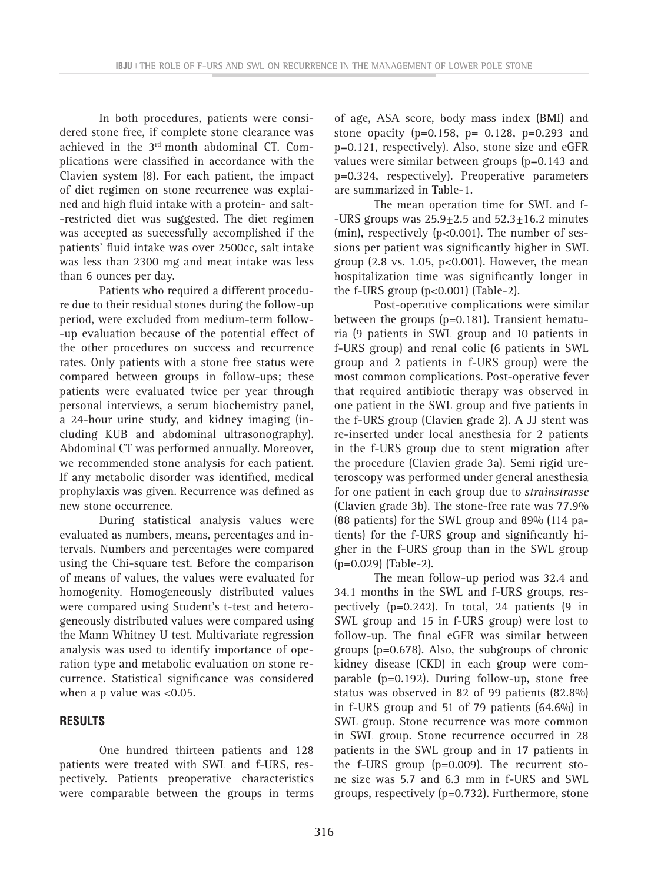In both procedures, patients were considered stone free, if complete stone clearance was achieved in the 3rd month abdominal CT. Complications were classified in accordance with the Clavien system (8). For each patient, the impact of diet regimen on stone recurrence was explained and high fluid intake with a protein- and salt-restricted diet was suggested. The diet regimen was accepted as successfully accomplished if the patients' fluid intake was over 2500cc, salt intake was less than 2300 mg and meat intake was less than 6 ounces per day.

Patients who required a different procedure due to their residual stones during the follow-up period, were excluded from medium-term follow-up evaluation because of the potential effect of the other procedures on success and recurrence rates. Only patients with a stone free status were compared between groups in follow-ups; these patients were evaluated twice per year through personal interviews, a serum biochemistry panel, a 24-hour urine study, and kidney imaging (including KUB and abdominal ultrasonography). Abdominal CT was performed annually. Moreover, we recommended stone analysis for each patient. If any metabolic disorder was identified, medical prophylaxis was given. Recurrence was defined as new stone occurrence.

During statistical analysis values were evaluated as numbers, means, percentages and intervals. Numbers and percentages were compared using the Chi-square test. Before the comparison of means of values, the values were evaluated for homogenity. Homogeneously distributed values were compared using Student's t-test and heterogeneously distributed values were compared using the Mann Whitney U test. Multivariate regression analysis was used to identify importance of operation type and metabolic evaluation on stone recurrence. Statistical significance was considered when a p value was <0.05.

## RESULTS

One hundred thirteen patients and 128 patients were treated with SWL and f-URS, respectively. Patients preoperative characteristics were comparable between the groups in terms of age, ASA score, body mass index (BMI) and stone opacity (p=0.158, p= 0.128, p=0.293 and p=0.121, respectively). Also, stone size and eGFR values were similar between groups (p=0.143 and p=0.324, respectively). Preoperative parameters are summarized in Table-1.

The mean operation time for SWL and f-URS groups was $25.9 \pm 2.5$ and $52.3 \pm 16.2$ minutes (min), respectively (p<0.001). The number of sessions per patient was significantly higher in SWL group (2.8 vs. 1.05, p<0.001). However, the mean hospitalization time was significantly longer in the f-URS group (p<0.001) (Table-2).

Post-operative complications were similar between the groups (p=0.181). Transient hematuria (9 patients in SWL group and 10 patients in f-URS group) and renal colic (6 patients in SWL group and 2 patients in f-URS group) were the most common complications. Post-operative fever that required antibiotic therapy was observed in one patient in the SWL group and five patients in the f-URS group (Clavien grade 2). A JJ stent was re-inserted under local anesthesia for 2 patients in the f-URS group due to stent migration after the procedure (Clavien grade 3a). Semi rigid ureteroscopy was performed under general anesthesia for one patient in each group due to *strainstrasse* (Clavien grade 3b). The stone-free rate was 77.9% (88 patients) for the SWL group and 89% (114 patients) for the f-URS group and significantly higher in the f-URS group than in the SWL group (p=0.029) (Table-2).

The mean follow-up period was 32.4 and 34.1 months in the SWL and f-URS groups, respectively (p=0.242). In total, 24 patients (9 in SWL group and 15 in f-URS group) were lost to follow-up. The final eGFR was similar between groups (p=0.678). Also, the subgroups of chronic kidney disease (CKD) in each group were comparable (p=0.192). During follow-up, stone free status was observed in 82 of 99 patients (82.8%) in f-URS group and 51 of 79 patients (64.6%) in SWL group. Stone recurrence was more common in SWL group. Stone recurrence occurred in 28 patients in the SWL group and in 17 patients in the f-URS group (p=0.009). The recurrent stone size was 5.7 and 6.3 mm in f-URS and SWL groups, respectively (p=0.732). Furthermore, stone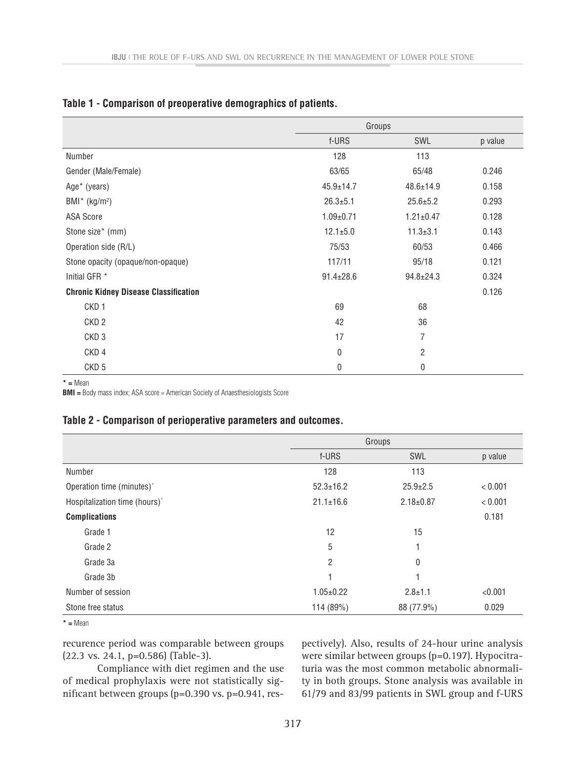**Table 1 - Comparison of preoperative demographics of patients.**

| | Groups | | |
|---|---|---|---|
| | f-URS | SWL | p value |
| Number | 128 | 113 | |
| Gender (Male/Female) | 63/65 | 65/48 | 0.246 |
| Age* (years) | 45.9±14.7 | 48.6±14.9 | 0.158 |
| BMI* ($kg/m^2$) | 26.3±5.1 | 25.6±5.2 | 0.293 |
| ASA Score | 1.09±0.71 | 1.21±0.47 | 0.128 |
| Stone size* (mm) | 12.1±5.0 | 11.3±3.1 | 0.143 |
| Operation side (R/L) | 75/53 | 60/53 | 0.466 |
| Stone opacity (opaque/non-opaque) | 117/11 | 95/18 | 0.121 |
| Initial GFR * | 91.4±28.6 | 94.8±24.3 | 0.324 |
| **Chronic Kidney Disease Classification** | | | 0.126 |
| CKD 1 | 69 | 68 | |
| CKD 2 | 42 | 36 | |
| CKD 3 | 17 | 7 | |
| CKD 4 | 0 | 2 | |
| CKD 5 | 0 | 0 | |

**\*** = Mean
**BMI** = Body mass index; ASA score = American Society of Anaesthesiologists Score

**Table 2 - Comparison of perioperative parameters and outcomes.**

| | Groups | | |
|---|---|---|---|
| | f-URS | SWL | p value |
| Number | 128 | 113 | |
| Operation time (minutes)* | 52.3±16.2 | 25.9±2.5 | < 0.001 |
| Hospitalization time (hours)* | 21.1±16.6 | 2.18±0.87 | < 0.001 |
| **Complications** | | | 0.181 |
| Grade 1 | 12 | 15 | |
| Grade 2 | 5 | 1 | |
| Grade 3a | 2 | 0 | |
| Grade 3b | 1 | 1 | |
| Number of session | 1.05±0.22 | 2.8±1.1 | <0.001 |
| Stone free status | 114 (89%) | 88 (77.9%) | 0.029 |

**\*** = Mean

recurence period was comparable between groups (22.3 vs. 24.1, p=0.586) (Table-3).

Compliance with diet regimen and the use of medical prophylaxis were not statistically significant between groups (p=0.390 vs. p=0.941, respectively). Also, results of 24-hour urine analysis were similar between groups (p=0.197). Hypocitraturia was the most common metabolic abnormality in both groups. Stone analysis was available in 61/79 and 83/99 patients in SWL group and f-URS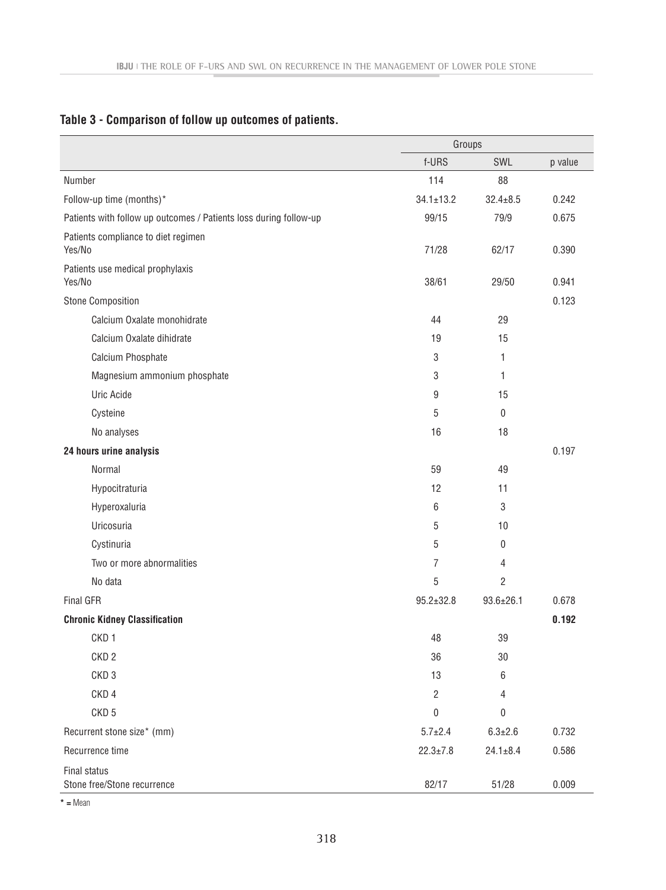**Table 3 - Comparison of follow up outcomes of patients.**

| | Groups | | |
|---|---|---|---|
| | f-URS | SWL | p value |
| Number | 114 | 88 | |
| Follow-up time (months)* | 34.1±13.2 | 32.4±8.5 | 0.242 |
| Patients with follow up outcomes / Patients loss during follow-up | 99/15 | 79/9 | 0.675 |
| Patients compliance to diet regimen Yes/No | 71/28 | 62/17 | 0.390 |
| Patients use medical prophylaxis Yes/No | 38/61 | 29/50 | 0.941 |
| Stone Composition | | | 0.123 |
| Calcium Oxalate monohidrate | 44 | 29 | |
| Calcium Oxalate dihidrate | 19 | 15 | |
| Calcium Phosphate | 3 | 1 | |
| Magnesium ammonium phosphate | 3 | 1 | |
| Uric Acide | 9 | 15 | |
| Cysteine | 5 | 0 | |
| No analyses | 16 | 18 | |
| **24 hours urine analysis** | | | 0.197 |
| Normal | 59 | 49 | |
| Hypocitraturia | 12 | 11 | |
| Hyperoxaluria | 6 | 3 | |
| Uricosuria | 5 | 10 | |
| Cystinuria | 5 | 0 | |
| Two or more abnormalities | 7 | 4 | |
| No data | 5 | 2 | |
| Final GFR | 95.2±32.8 | 93.6±26.1 | 0.678 |
| **Chronic Kidney Classification** | | | **0.192** |
| CKD 1 | 48 | 39 | |
| CKD 2 | 36 | 30 | |
| CKD 3 | 13 | 6 | |
| CKD 4 | 2 | 4 | |
| CKD 5 | 0 | 0 | |
| Recurrent stone size* (mm) | 5.7±2.4 | 6.3±2.6 | 0.732 |
| Recurrence time | 22.3±7.8 | 24.1±8.4 | 0.586 |
| Final status Stone free/Stone recurrence | 82/17 | 51/28 | 0.009 |

* = Mean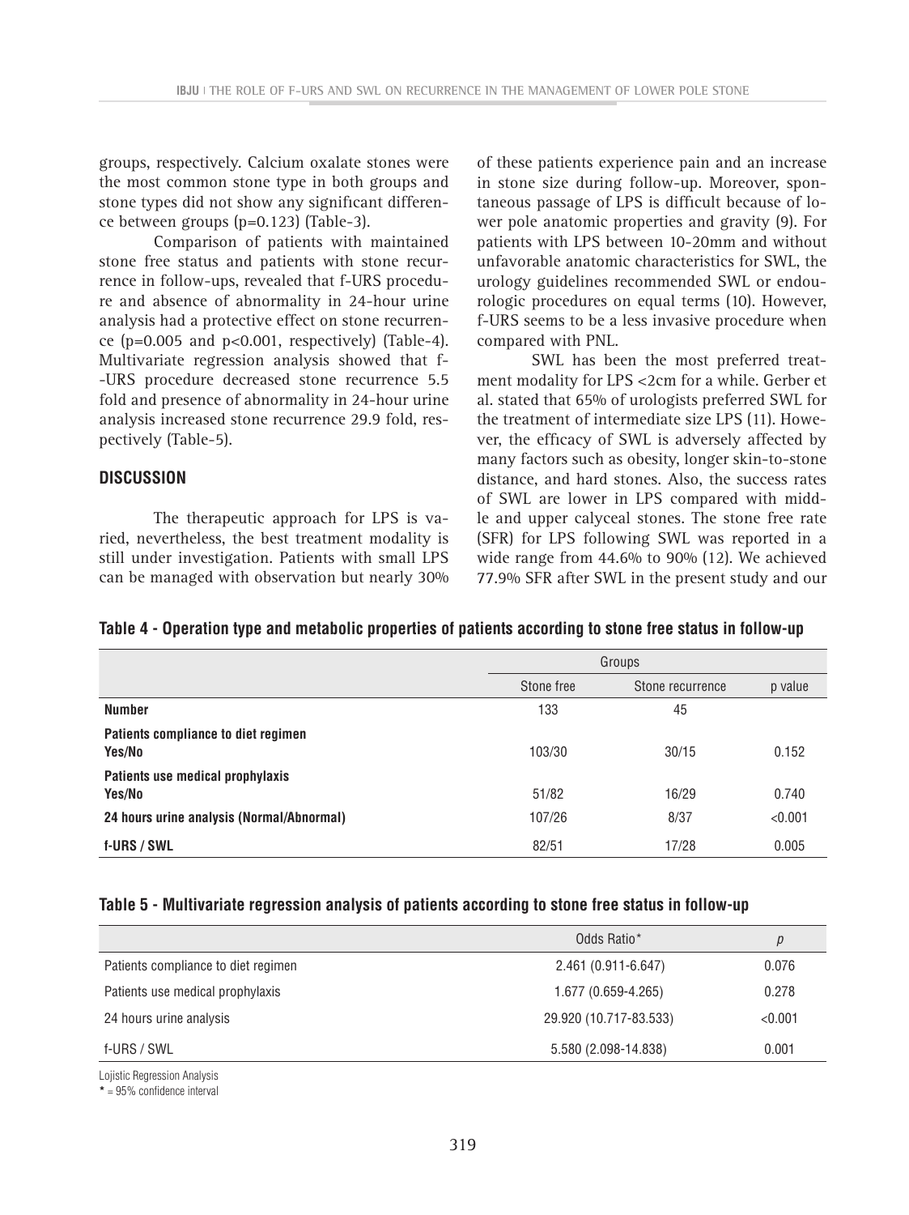groups, respectively. Calcium oxalate stones were the most common stone type in both groups and stone types did not show any significant difference between groups (p=0.123) (Table-3).

Comparison of patients with maintained stone free status and patients with stone recurrence in follow-ups, revealed that f-URS procedure and absence of abnormality in 24-hour urine analysis had a protective effect on stone recurrence (p=0.005 and p<0.001, respectively) (Table-4). Multivariate regression analysis showed that f-URS procedure decreased stone recurrence 5.5 fold and presence of abnormality in 24-hour urine analysis increased stone recurrence 29.9 fold, respectively (Table-5).

## DISCUSSION

The therapeutic approach for LPS is varied, nevertheless, the best treatment modality is still under investigation. Patients with small LPS can be managed with observation but nearly 30% of these patients experience pain and an increase in stone size during follow-up. Moreover, spontaneous passage of LPS is difficult because of lower pole anatomic properties and gravity (9). For patients with LPS between 10-20mm and without unfavorable anatomic characteristics for SWL, the urology guidelines recommended SWL or endourologic procedures on equal terms (10). However, f-URS seems to be a less invasive procedure when compared with PNL.

SWL has been the most preferred treatment modality for LPS <2cm for a while. Gerber et al. stated that 65% of urologists preferred SWL for the treatment of intermediate size LPS (11). However, the efficacy of SWL is adversely affected by many factors such as obesity, longer skin-to-stone distance, and hard stones. Also, the success rates of SWL are lower in LPS compared with middle and upper calyceal stones. The stone free rate (SFR) for LPS following SWL was reported in a wide range from 44.6% to 90% (12). We achieved 77.9% SFR after SWL in the present study and our

**Table 4 - Operation type and metabolic properties of patients according to stone free status in follow-up**

| | Groups | | |
|---|---|---|---|
| | Stone free | Stone recurrence | p value |
| **Number** | 133 | 45 | |
| **Patients compliance to diet regimen Yes/No** | 103/30 | 30/15 | 0.152 |
| **Patients use medical prophylaxis Yes/No** | 51/82 | 16/29 | 0.740 |
| **24 hours urine analysis (Normal/Abnormal)** | 107/26 | 8/37 | <0.001 |
| **f-URS / SWL** | 82/51 | 17/28 | 0.005 |

**Table 5 - Multivariate regression analysis of patients according to stone free status in follow-up**

| | Odds Ratio* | *p* |
|---|---|---|
| Patients compliance to diet regimen | 2.461 (0.911-6.647) | 0.076 |
| Patients use medical prophylaxis | 1.677 (0.659-4.265) | 0.278 |
| 24 hours urine analysis | 29.920 (10.717-83.533) | <0.001 |
| f-URS / SWL | 5.580 (2.098-14.838) | 0.001 |

Lojistic Regression Analysis
* = 95% confidence interval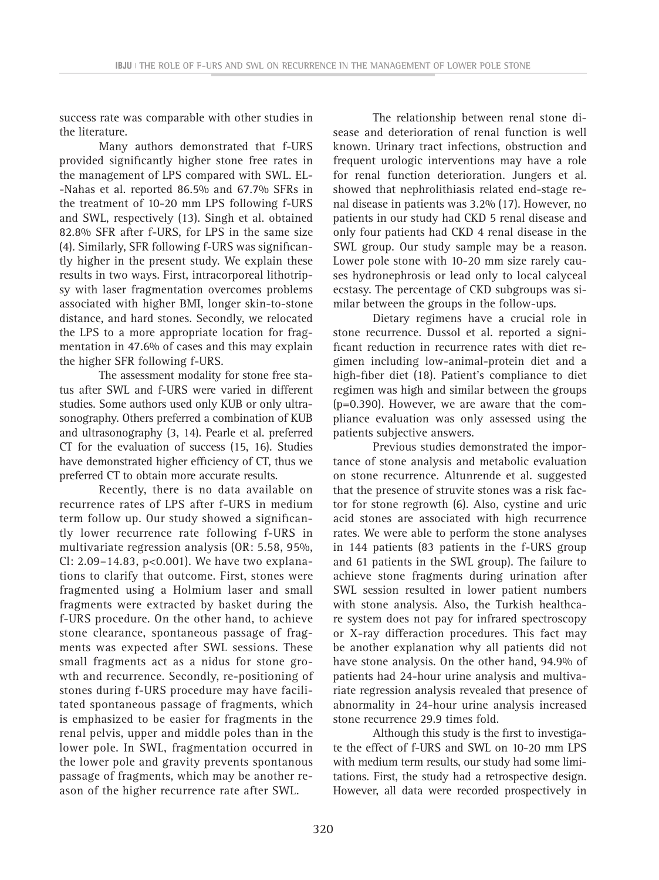success rate was comparable with other studies in the literature.

Many authors demonstrated that f-URS provided significantly higher stone free rates in the management of LPS compared with SWL. EL-Nahas et al. reported 86.5% and 67.7% SFRs in the treatment of 10-20 mm LPS following f-URS and SWL, respectively (13). Singh et al. obtained 82.8% SFR after f-URS, for LPS in the same size (4). Similarly, SFR following f-URS was significantly higher in the present study. We explain these results in two ways. First, intracorporeal lithotripsy with laser fragmentation overcomes problems associated with higher BMI, longer skin-to-stone distance, and hard stones. Secondly, we relocated the LPS to a more appropriate location for fragmentation in 47.6% of cases and this may explain the higher SFR following f-URS.

The assessment modality for stone free status after SWL and f-URS were varied in different studies. Some authors used only KUB or only ultrasonography. Others preferred a combination of KUB and ultrasonography (3, 14). Pearle et al. preferred CT for the evaluation of success (15, 16). Studies have demonstrated higher efficiency of CT, thus we preferred CT to obtain more accurate results.

Recently, there is no data available on recurrence rates of LPS after f-URS in medium term follow up. Our study showed a significantly lower recurrence rate following f-URS in multivariate regression analysis (OR: 5.58, 95%, CI: 2.09–14.83, p<0.001). We have two explanations to clarify that outcome. First, stones were fragmented using a Holmium laser and small fragments were extracted by basket during the f-URS procedure. On the other hand, to achieve stone clearance, spontaneous passage of fragments was expected after SWL sessions. These small fragments act as a nidus for stone growth and recurrence. Secondly, re-positioning of stones during f-URS procedure may have facilitated spontaneous passage of fragments, which is emphasized to be easier for fragments in the renal pelvis, upper and middle poles than in the lower pole. In SWL, fragmentation occurred in the lower pole and gravity prevents spontanous passage of fragments, which may be another reason of the higher recurrence rate after SWL.

The relationship between renal stone disease and deterioration of renal function is well known. Urinary tract infections, obstruction and frequent urologic interventions may have a role for renal function deterioration. Jungers et al. showed that nephrolithiasis related end-stage renal disease in patients was 3.2% (17). However, no patients in our study had CKD 5 renal disease and only four patients had CKD 4 renal disease in the SWL group. Our study sample may be a reason. Lower pole stone with 10-20 mm size rarely causes hydronephrosis or lead only to local calyceal ecstasy. The percentage of CKD subgroups was similar between the groups in the follow-ups.

Dietary regimens have a crucial role in stone recurrence. Dussol et al. reported a significant reduction in recurrence rates with diet regimen including low-animal-protein diet and a high-fiber diet (18). Patient's compliance to diet regimen was high and similar between the groups (p=0.390). However, we are aware that the compliance evaluation was only assessed using the patients subjective answers.

Previous studies demonstrated the importance of stone analysis and metabolic evaluation on stone recurrence. Altunrende et al. suggested that the presence of struvite stones was a risk factor for stone regrowth (6). Also, cystine and uric acid stones are associated with high recurrence rates. We were able to perform the stone analyses in 144 patients (83 patients in the f-URS group and 61 patients in the SWL group). The failure to achieve stone fragments during urination after SWL session resulted in lower patient numbers with stone analysis. Also, the Turkish healthcare system does not pay for infrared spectroscopy or X-ray differaction procedures. This fact may be another explanation why all patients did not have stone analysis. On the other hand, 94.9% of patients had 24-hour urine analysis and multivariate regression analysis revealed that presence of abnormality in 24-hour urine analysis increased stone recurrence 29.9 times fold.

Although this study is the first to investigate the effect of f-URS and SWL on 10-20 mm LPS with medium term results, our study had some limitations. First, the study had a retrospective design. However, all data were recorded prospectively in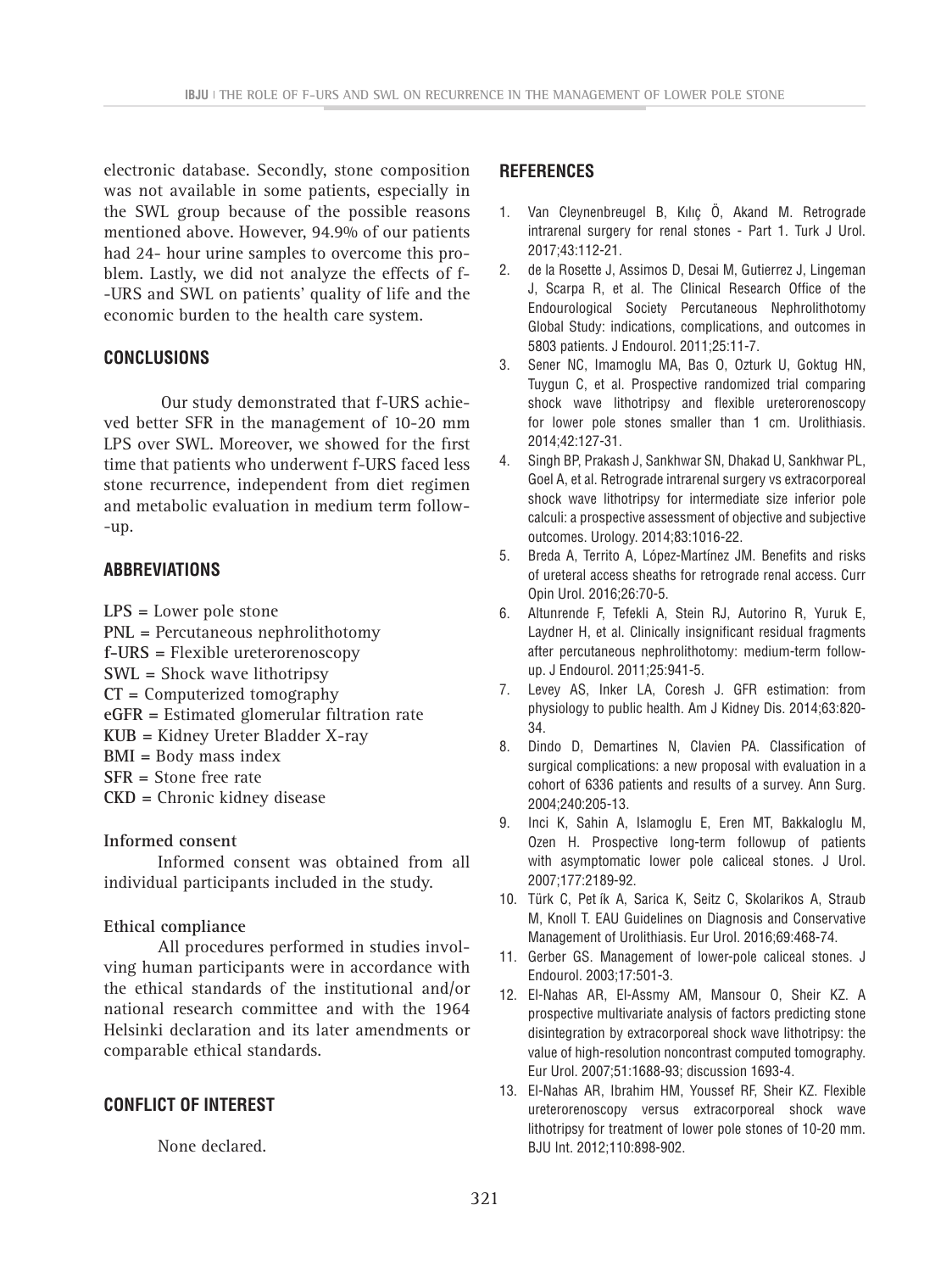electronic database. Secondly, stone composition was not available in some patients, especially in the SWL group because of the possible reasons mentioned above. However, 94.9% of our patients had 24- hour urine samples to overcome this problem. Lastly, we did not analyze the effects of f-URS and SWL on patients' quality of life and the economic burden to the health care system.

## CONCLUSIONS

Our study demonstrated that f-URS achieved better SFR in the management of 10-20 mm LPS over SWL. Moreover, we showed for the first time that patients who underwent f-URS faced less stone recurrence, independent from diet regimen and metabolic evaluation in medium term follow-up.

## ABBREVIATIONS

**LPS** = Lower pole stone
**PNL** = Percutaneous nephrolithotomy
**f-URS** = Flexible ureterorenoscopy
**SWL** = Shock wave lithotripsy
**CT** = Computerized tomography
**eGFR** = Estimated glomerular filtration rate
**KUB** = Kidney Ureter Bladder X-ray
**BMI** = Body mass index
**SFR** = Stone free rate
**CKD** = Chronic kidney disease

### Informed consent

Informed consent was obtained from all individual participants included in the study.

### Ethical compliance

All procedures performed in studies involving human participants were in accordance with the ethical standards of the institutional and/or national research committee and with the 1964 Helsinki declaration and its later amendments or comparable ethical standards.

## CONFLICT OF INTEREST

None declared.

## REFERENCES

1. Van Cleynenbreugel B, Kılıç Ö, Akand M. Retrograde intrarenal surgery for renal stones - Part 1. Turk J Urol. 2017;43:112-21.
2. de la Rosette J, Assimos D, Desai M, Gutierrez J, Lingeman J, Scarpa R, et al. The Clinical Research Office of the Endourological Society Percutaneous Nephrolithotomy Global Study: indications, complications, and outcomes in 5803 patients. J Endourol. 2011;25:11-7.
3. Sener NC, Imamoglu MA, Bas O, Ozturk U, Goktug HN, Tuygun C, et al. Prospective randomized trial comparing shock wave lithotripsy and flexible ureterorenoscopy for lower pole stones smaller than 1 cm. Urolithiasis. 2014;42:127-31.
4. Singh BP, Prakash J, Sankhwar SN, Dhakad U, Sankhwar PL, Goel A, et al. Retrograde intrarenal surgery vs extracorporeal shock wave lithotripsy for intermediate size inferior pole calculi: a prospective assessment of objective and subjective outcomes. Urology. 2014;83:1016-22.
5. Breda A, Territo A, López-Martínez JM. Benefits and risks of ureteral access sheaths for retrograde renal access. Curr Opin Urol. 2016;26:70-5.
6. Altunrende F, Tefekli A, Stein RJ, Autorino R, Yuruk E, Laydner H, et al. Clinically insignificant residual fragments after percutaneous nephrolithotomy: medium-term follow-up. J Endourol. 2011;25:941-5.
7. Levey AS, Inker LA, Coresh J. GFR estimation: from physiology to public health. Am J Kidney Dis. 2014;63:820-34.
8. Dindo D, Demartines N, Clavien PA. Classification of surgical complications: a new proposal with evaluation in a cohort of 6336 patients and results of a survey. Ann Surg. 2004;240:205-13.
9. Inci K, Sahin A, Islamoglu E, Eren MT, Bakkaloglu M, Ozen H. Prospective long-term followup of patients with asymptomatic lower pole caliceal stones. J Urol. 2007;177:2189-92.
10. Türk C, Pet ík A, Sarica K, Seitz C, Skolarikos A, Straub M, Knoll T. EAU Guidelines on Diagnosis and Conservative Management of Urolithiasis. Eur Urol. 2016;69:468-74.
11. Gerber GS. Management of lower-pole caliceal stones. J Endourol. 2003;17:501-3.
12. El-Nahas AR, El-Assmy AM, Mansour O, Sheir KZ. A prospective multivariate analysis of factors predicting stone disintegration by extracorporeal shock wave lithotripsy: the value of high-resolution noncontrast computed tomography. Eur Urol. 2007;51:1688-93; discussion 1693-4.
13. El-Nahas AR, Ibrahim HM, Youssef RF, Sheir KZ. Flexible ureterorenoscopy versus extracorporeal shock wave lithotripsy for treatment of lower pole stones of 10-20 mm. BJU Int. 2012;110:898-902.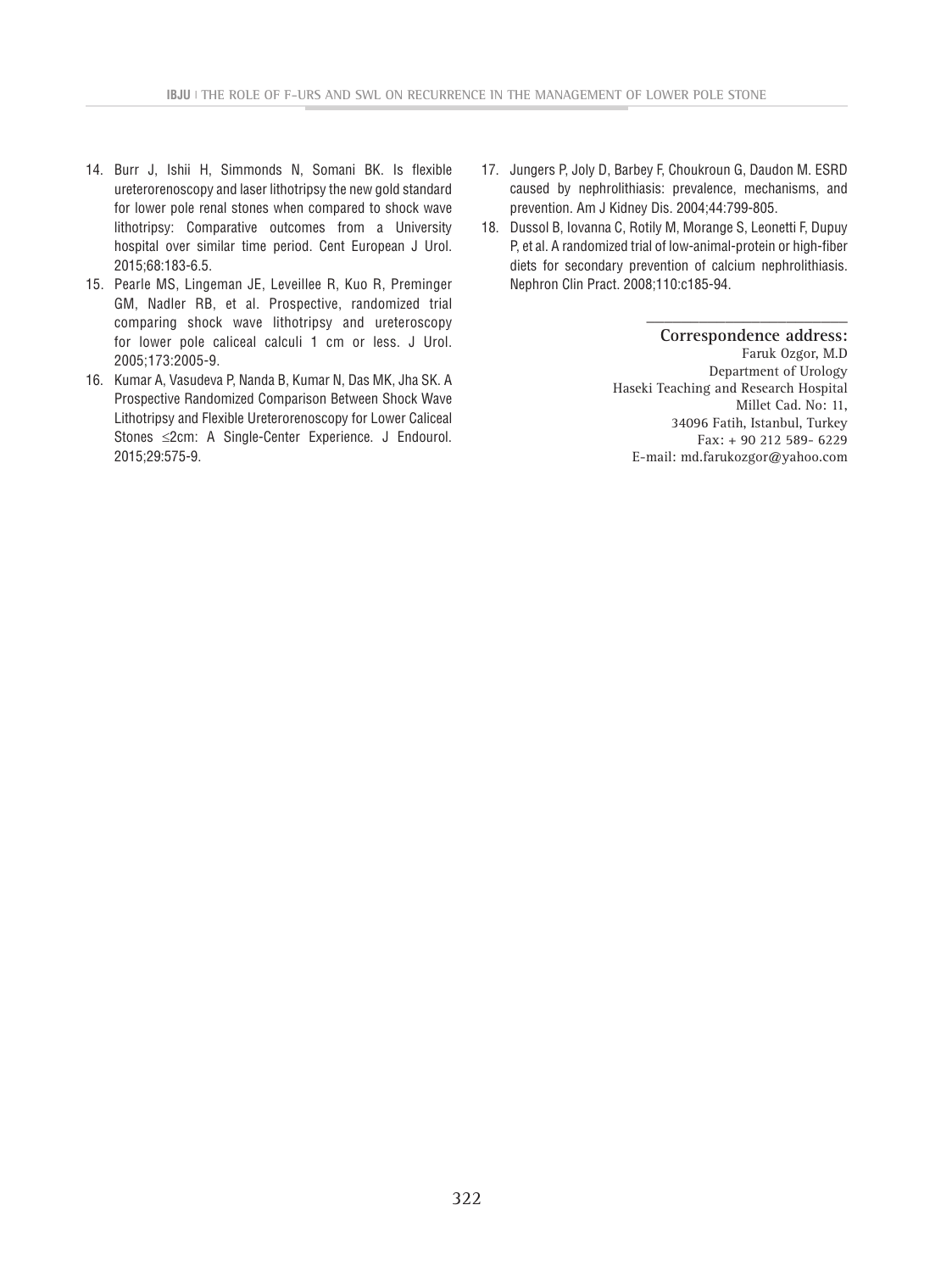14. Burr J, Ishii H, Simmonds N, Somani BK. Is flexible ureterorenoscopy and laser lithotripsy the new gold standard for lower pole renal stones when compared to shock wave lithotripsy: Comparative outcomes from a University hospital over similar time period. Cent European J Urol. 2015;68:183-6.5.
15. Pearle MS, Lingeman JE, Leveillee R, Kuo R, Preminger GM, Nadler RB, et al. Prospective, randomized trial comparing shock wave lithotripsy and ureteroscopy for lower pole caliceal calculi 1 cm or less. J Urol. 2005;173:2005-9.
16. Kumar A, Vasudeva P, Nanda B, Kumar N, Das MK, Jha SK. A Prospective Randomized Comparison Between Shock Wave Lithotripsy and Flexible Ureterorenoscopy for Lower Caliceal Stones ≤2cm: A Single-Center Experience. J Endourol. 2015;29:575-9.
17. Jungers P, Joly D, Barbey F, Choukroun G, Daudon M. ESRD caused by nephrolithiasis: prevalence, mechanisms, and prevention. Am J Kidney Dis. 2004;44:799-805.
18. Dussol B, Iovanna C, Rotily M, Morange S, Leonetti F, Dupuy P, et al. A randomized trial of low-animal-protein or high-fiber diets for secondary prevention of calcium nephrolithiasis. Nephron Clin Pract. 2008;110:c185-94.

**Correspondence address:**
Faruk Ozgor, M.D
Department of Urology
Haseki Teaching and Research Hospital
Millet Cad. No: 11,
34096 Fatih, Istanbul, Turkey
Fax: + 90 212 589- 6229
E-mail: md.farukozgor@yahoo.com